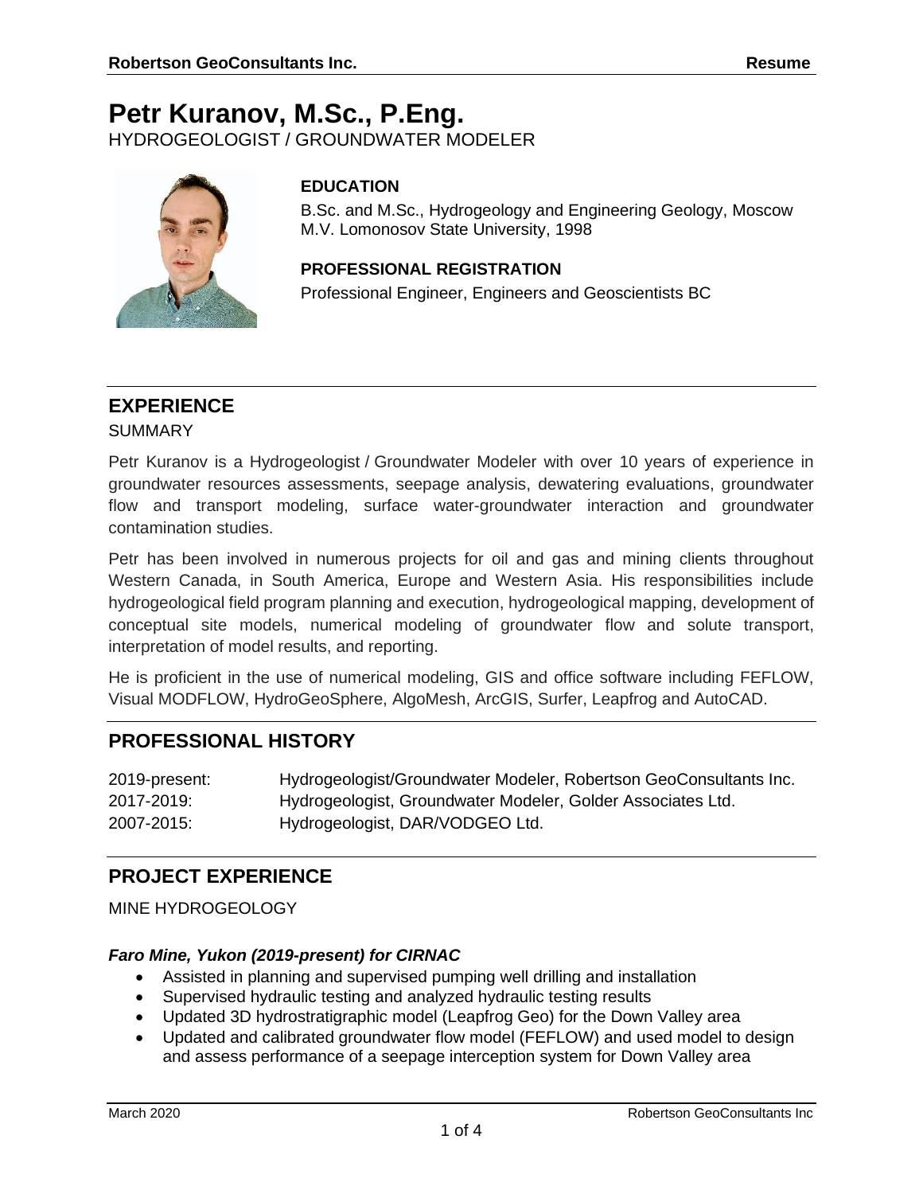# Petr Kuranov, M.Sc., P.Eng.

HYDROGEOLOGIST / GROUNDWATER MODELER

**EDUCATION**

B.Sc. and M.Sc., Hydrogeology and Engineering Geology, Moscow M.V. Lomonosov State University, 1998

**PROFESSIONAL REGISTRATION**

Professional Engineer, Engineers and Geoscientists BC

## EXPERIENCE

SUMMARY

Petr Kuranov is a Hydrogeologist / Groundwater Modeler with over 10 years of experience in groundwater resources assessments, seepage analysis, dewatering evaluations, groundwater flow and transport modeling, surface water-groundwater interaction and groundwater contamination studies.

Petr has been involved in numerous projects for oil and gas and mining clients throughout Western Canada, in South America, Europe and Western Asia. His responsibilities include hydrogeological field program planning and execution, hydrogeological mapping, development of conceptual site models, numerical modeling of groundwater flow and solute transport, interpretation of model results, and reporting.

He is proficient in the use of numerical modeling, GIS and office software including FEFLOW, Visual MODFLOW, HydroGeoSphere, AlgoMesh, ArcGIS, Surfer, Leapfrog and AutoCAD.

## PROFESSIONAL HISTORY

| | |
|---|---|
| 2019-present: | Hydrogeologist/Groundwater Modeler, Robertson GeoConsultants Inc. |
| 2017-2019: | Hydrogeologist, Groundwater Modeler, Golder Associates Ltd. |
| 2007-2015: | Hydrogeologist, DAR/VODGEO Ltd. |

## PROJECT EXPERIENCE

MINE HYDROGEOLOGY

***Faro Mine, Yukon (2019-present) for CIRNAC***

- Assisted in planning and supervised pumping well drilling and installation
- Supervised hydraulic testing and analyzed hydraulic testing results
- Updated 3D hydrostratigraphic model (Leapfrog Geo) for the Down Valley area
- Updated and calibrated groundwater flow model (FEFLOW) and used model to design and assess performance of a seepage interception system for Down Valley area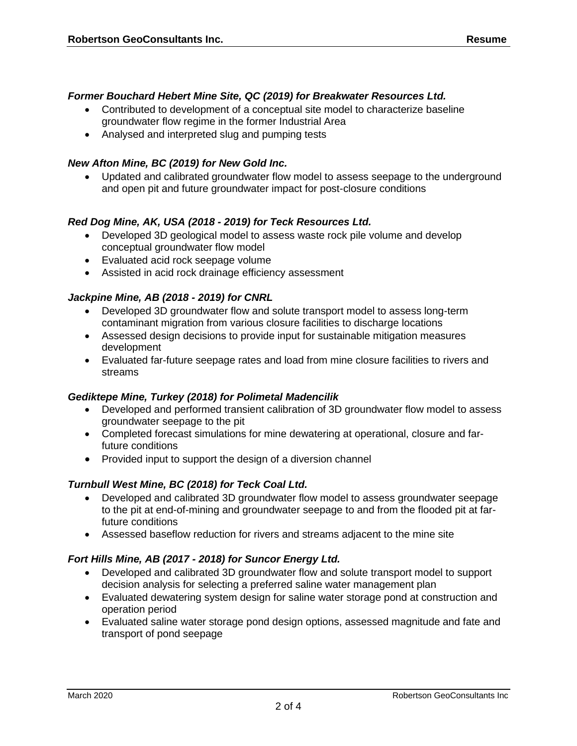***Former Bouchard Hebert Mine Site, QC (2019) for Breakwater Resources Ltd.***

- Contributed to development of a conceptual site model to characterize baseline groundwater flow regime in the former Industrial Area
- Analysed and interpreted slug and pumping tests

***New Afton Mine, BC (2019) for New Gold Inc.***

- Updated and calibrated groundwater flow model to assess seepage to the underground and open pit and future groundwater impact for post-closure conditions

***Red Dog Mine, AK, USA (2018 - 2019) for Teck Resources Ltd.***

- Developed 3D geological model to assess waste rock pile volume and develop conceptual groundwater flow model
- Evaluated acid rock seepage volume
- Assisted in acid rock drainage efficiency assessment

***Jackpine Mine, AB (2018 - 2019) for CNRL***

- Developed 3D groundwater flow and solute transport model to assess long-term contaminant migration from various closure facilities to discharge locations
- Assessed design decisions to provide input for sustainable mitigation measures development
- Evaluated far-future seepage rates and load from mine closure facilities to rivers and streams

***Gediktepe Mine, Turkey (2018) for Polimetal Madencilik***

- Developed and performed transient calibration of 3D groundwater flow model to assess groundwater seepage to the pit
- Completed forecast simulations for mine dewatering at operational, closure and far-future conditions
- Provided input to support the design of a diversion channel

***Turnbull West Mine, BC (2018) for Teck Coal Ltd.***

- Developed and calibrated 3D groundwater flow model to assess groundwater seepage to the pit at end-of-mining and groundwater seepage to and from the flooded pit at far-future conditions
- Assessed baseflow reduction for rivers and streams adjacent to the mine site

***Fort Hills Mine, AB (2017 - 2018) for Suncor Energy Ltd.***

- Developed and calibrated 3D groundwater flow and solute transport model to support decision analysis for selecting a preferred saline water management plan
- Evaluated dewatering system design for saline water storage pond at construction and operation period
- Evaluated saline water storage pond design options, assessed magnitude and fate and transport of pond seepage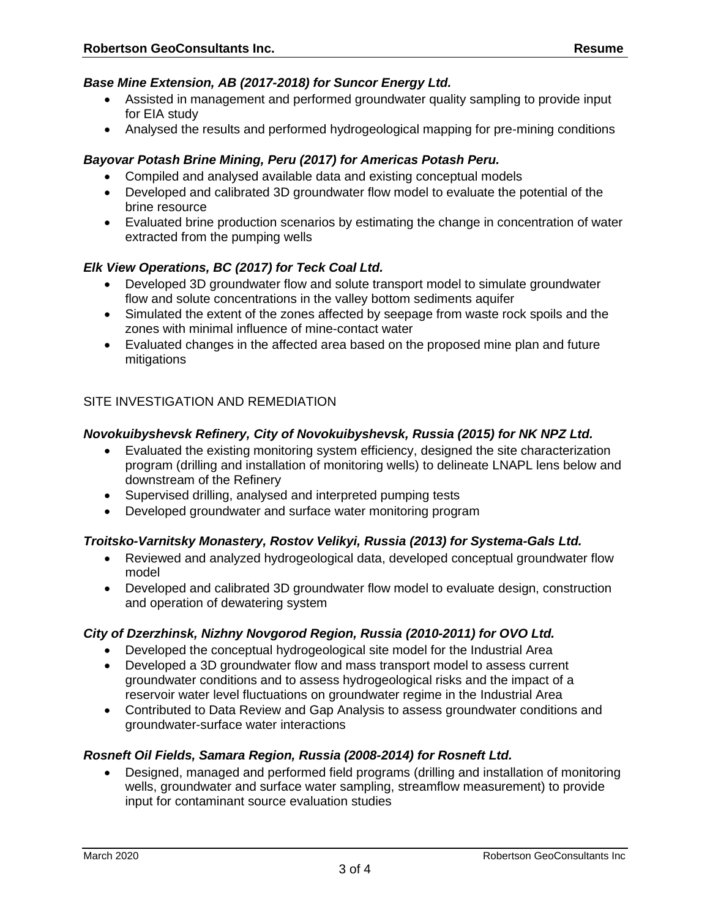***Base Mine Extension, AB (2017-2018) for Suncor Energy Ltd.***

- Assisted in management and performed groundwater quality sampling to provide input for EIA study
- Analysed the results and performed hydrogeological mapping for pre-mining conditions

***Bayovar Potash Brine Mining, Peru (2017) for Americas Potash Peru.***

- Compiled and analysed available data and existing conceptual models
- Developed and calibrated 3D groundwater flow model to evaluate the potential of the brine resource
- Evaluated brine production scenarios by estimating the change in concentration of water extracted from the pumping wells

***Elk View Operations, BC (2017) for Teck Coal Ltd.***

- Developed 3D groundwater flow and solute transport model to simulate groundwater flow and solute concentrations in the valley bottom sediments aquifer
- Simulated the extent of the zones affected by seepage from waste rock spoils and the zones with minimal influence of mine-contact water
- Evaluated changes in the affected area based on the proposed mine plan and future mitigations

## SITE INVESTIGATION AND REMEDIATION

***Novokuibyshevsk Refinery, City of Novokuibyshevsk, Russia (2015) for NK NPZ Ltd.***

- Evaluated the existing monitoring system efficiency, designed the site characterization program (drilling and installation of monitoring wells) to delineate LNAPL lens below and downstream of the Refinery
- Supervised drilling, analysed and interpreted pumping tests
- Developed groundwater and surface water monitoring program

***Troitsko-Varnitsky Monastery, Rostov Velikyi, Russia (2013) for Systema-Gals Ltd.***

- Reviewed and analyzed hydrogeological data, developed conceptual groundwater flow model
- Developed and calibrated 3D groundwater flow model to evaluate design, construction and operation of dewatering system

***City of Dzerzhinsk, Nizhny Novgorod Region, Russia (2010-2011) for OVO Ltd.***

- Developed the conceptual hydrogeological site model for the Industrial Area
- Developed a 3D groundwater flow and mass transport model to assess current groundwater conditions and to assess hydrogeological risks and the impact of a reservoir water level fluctuations on groundwater regime in the Industrial Area
- Contributed to Data Review and Gap Analysis to assess groundwater conditions and groundwater-surface water interactions

***Rosneft Oil Fields, Samara Region, Russia (2008-2014) for Rosneft Ltd.***

- Designed, managed and performed field programs (drilling and installation of monitoring wells, groundwater and surface water sampling, streamflow measurement) to provide input for contaminant source evaluation studies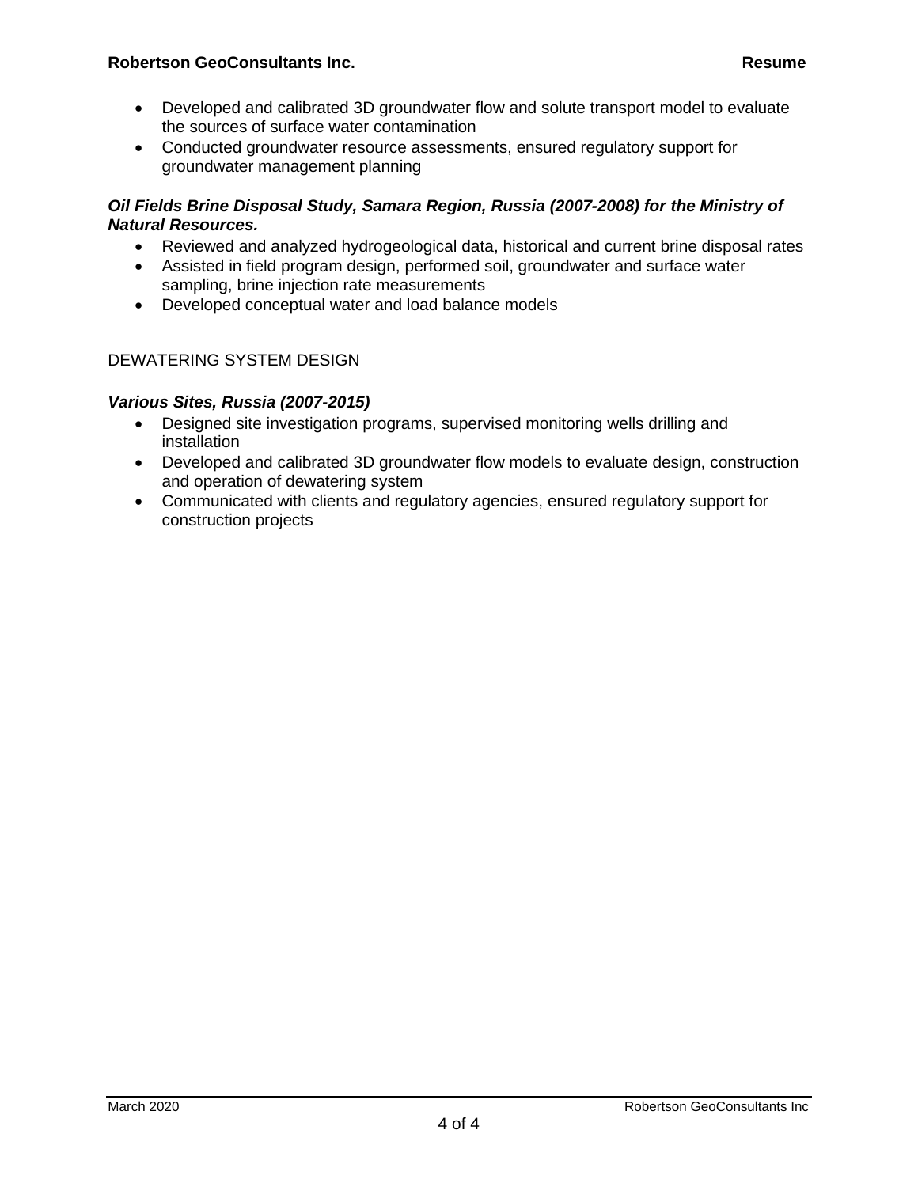- Developed and calibrated 3D groundwater flow and solute transport model to evaluate the sources of surface water contamination
- Conducted groundwater resource assessments, ensured regulatory support for groundwater management planning

***Oil Fields Brine Disposal Study, Samara Region, Russia (2007-2008) for the Ministry of Natural Resources.***

- Reviewed and analyzed hydrogeological data, historical and current brine disposal rates
- Assisted in field program design, performed soil, groundwater and surface water sampling, brine injection rate measurements
- Developed conceptual water and load balance models

DEWATERING SYSTEM DESIGN

***Various Sites, Russia (2007-2015)***

- Designed site investigation programs, supervised monitoring wells drilling and installation
- Developed and calibrated 3D groundwater flow models to evaluate design, construction and operation of dewatering system
- Communicated with clients and regulatory agencies, ensured regulatory support for construction projects